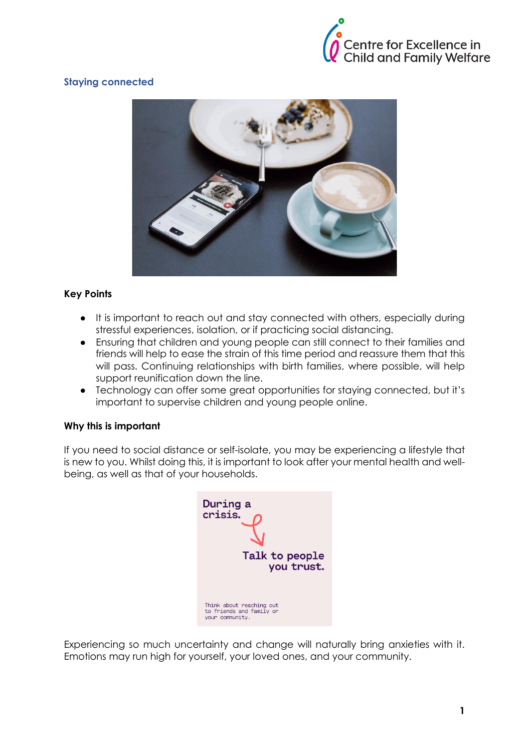## Staying connected

### Key Points

- It is important to reach out and stay connected with others, especially during stressful experiences, isolation, or if practicing social distancing.
- Ensuring that children and young people can still connect to their families and friends will help to ease the strain of this time period and reassure them that this will pass. Continuing relationships with birth families, where possible, will help support reunification down the line.
- Technology can offer some great opportunities for staying connected, but it's important to supervise children and young people online.

### Why this is important

If you need to social distance or self-isolate, you may be experiencing a lifestyle that is new to you. Whilst doing this, it is important to look after your mental health and well-being, as well as that of your households.

During a crisis. Talk to people you trust.

Think about reaching out to friends and family or your community.

Experiencing so much uncertainty and change will naturally bring anxieties with it. Emotions may run high for yourself, your loved ones, and your community.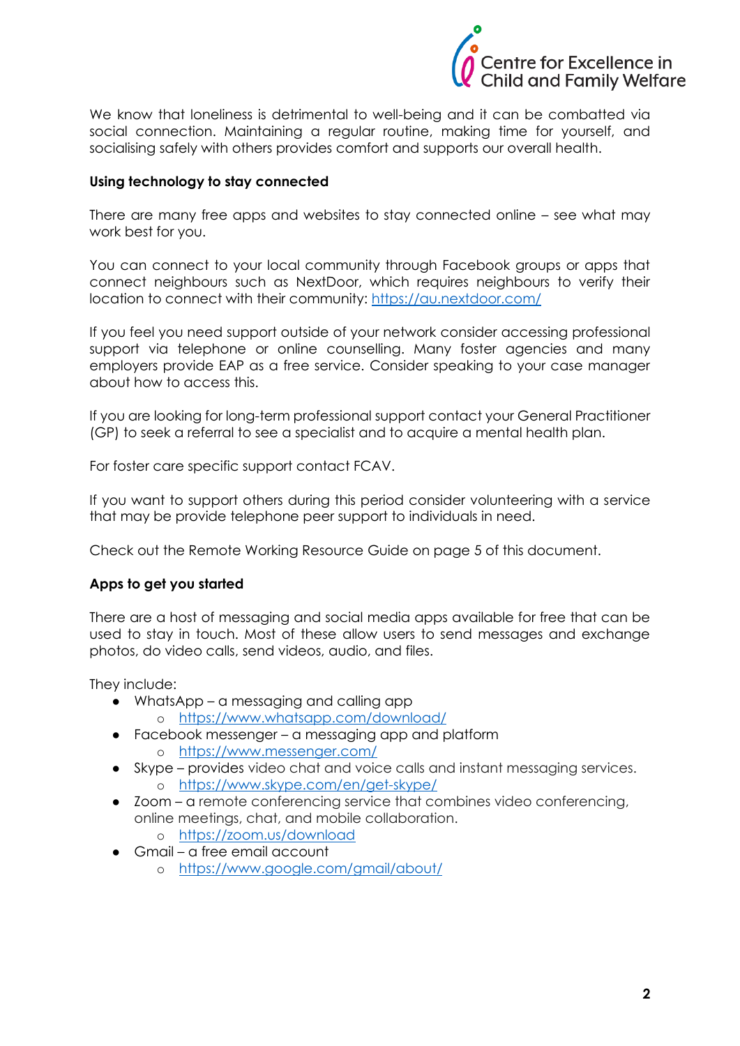We know that loneliness is detrimental to well-being and it can be combatted via social connection. Maintaining a regular routine, making time for yourself, and socialising safely with others provides comfort and supports our overall health.

**Using technology to stay connected**

There are many free apps and websites to stay connected online – see what may work best for you.

You can connect to your local community through Facebook groups or apps that connect neighbours such as NextDoor, which requires neighbours to verify their location to connect with their community: https://au.nextdoor.com/

If you feel you need support outside of your network consider accessing professional support via telephone or online counselling. Many foster agencies and many employers provide EAP as a free service. Consider speaking to your case manager about how to access this.

If you are looking for long-term professional support contact your General Practitioner (GP) to seek a referral to see a specialist and to acquire a mental health plan.

For foster care specific support contact FCAV.

If you want to support others during this period consider volunteering with a service that may be provide telephone peer support to individuals in need.

Check out the Remote Working Resource Guide on page 5 of this document.

**Apps to get you started**

There are a host of messaging and social media apps available for free that can be used to stay in touch. Most of these allow users to send messages and exchange photos, do video calls, send videos, audio, and files.

They include:

- WhatsApp – a messaging and calling app
    - https://www.whatsapp.com/download/
- Facebook messenger – a messaging app and platform
    - https://www.messenger.com/
- Skype – provides video chat and voice calls and instant messaging services.
    - https://www.skype.com/en/get-skype/
- Zoom – a remote conferencing service that combines video conferencing, online meetings, chat, and mobile collaboration.
    - https://zoom.us/download
- Gmail – a free email account
    - https://www.google.com/gmail/about/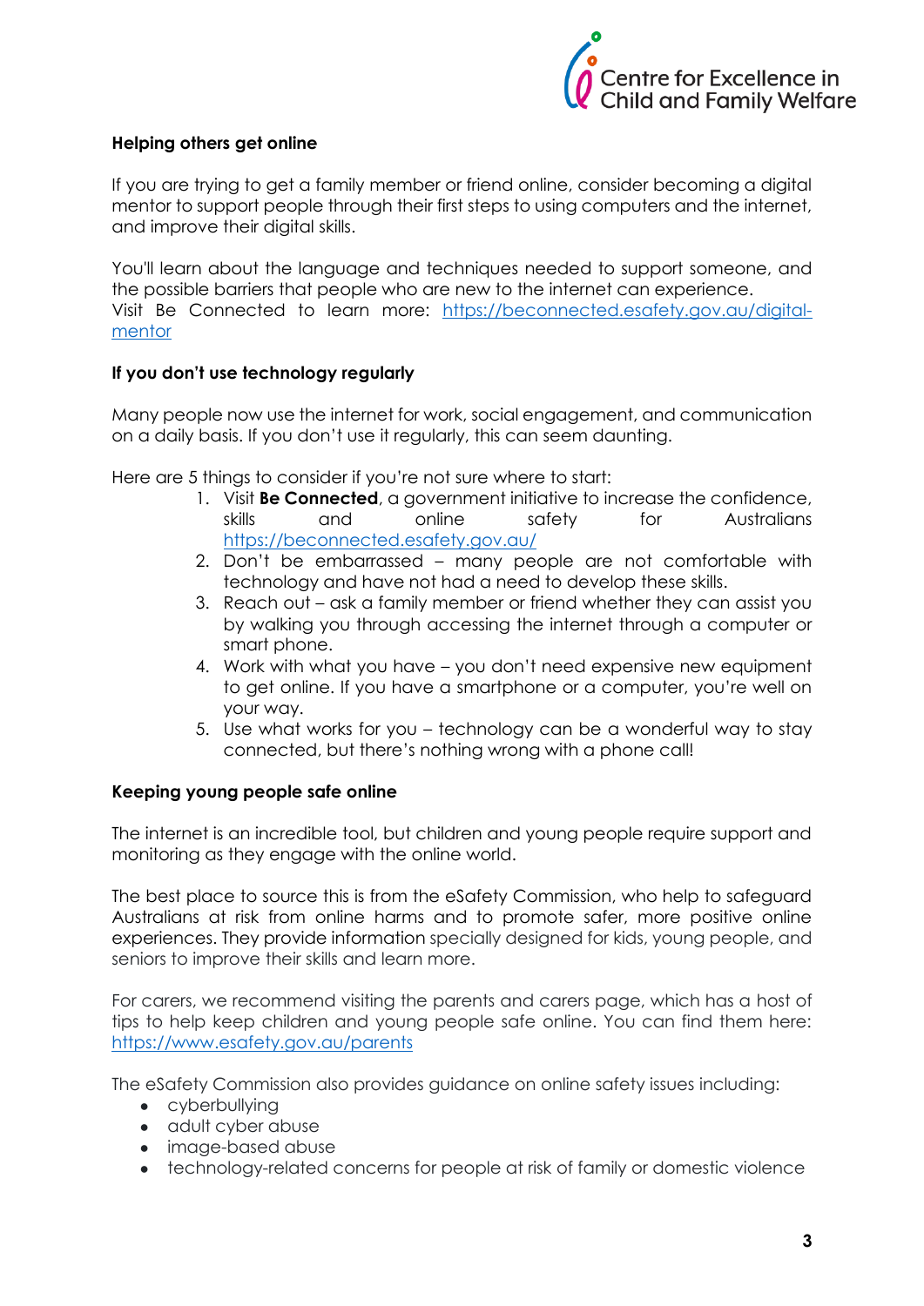**Helping others get online**

If you are trying to get a family member or friend online, consider becoming a digital mentor to support people through their first steps to using computers and the internet, and improve their digital skills.

You'll learn about the language and techniques needed to support someone, and the possible barriers that people who are new to the internet can experience. Visit Be Connected to learn more: [https://beconnected.esafety.gov.au/digital-mentor](https://beconnected.esafety.gov.au/digital-mentor)

**If you don't use technology regularly**

Many people now use the internet for work, social engagement, and communication on a daily basis. If you don't use it regularly, this can seem daunting.

Here are 5 things to consider if you're not sure where to start:

1. Visit **Be Connected**, a government initiative to increase the confidence, skills and online safety for Australians [https://beconnected.esafety.gov.au/](https://beconnected.esafety.gov.au/)
2. Don't be embarrassed – many people are not comfortable with technology and have not had a need to develop these skills.
3. Reach out – ask a family member or friend whether they can assist you by walking you through accessing the internet through a computer or smart phone.
4. Work with what you have – you don't need expensive new equipment to get online. If you have a smartphone or a computer, you're well on your way.
5. Use what works for you – technology can be a wonderful way to stay connected, but there's nothing wrong with a phone call!

**Keeping young people safe online**

The internet is an incredible tool, but children and young people require support and monitoring as they engage with the online world.

The best place to source this is from the eSafety Commission, who help to safeguard Australians at risk from online harms and to promote safer, more positive online experiences. They provide information specially designed for kids, young people, and seniors to improve their skills and learn more.

For carers, we recommend visiting the parents and carers page, which has a host of tips to help keep children and young people safe online. You can find them here: [https://www.esafety.gov.au/parents](https://www.esafety.gov.au/parents)

The eSafety Commission also provides guidance on online safety issues including:

- cyberbullying
- adult cyber abuse
- image-based abuse
- technology-related concerns for people at risk of family or domestic violence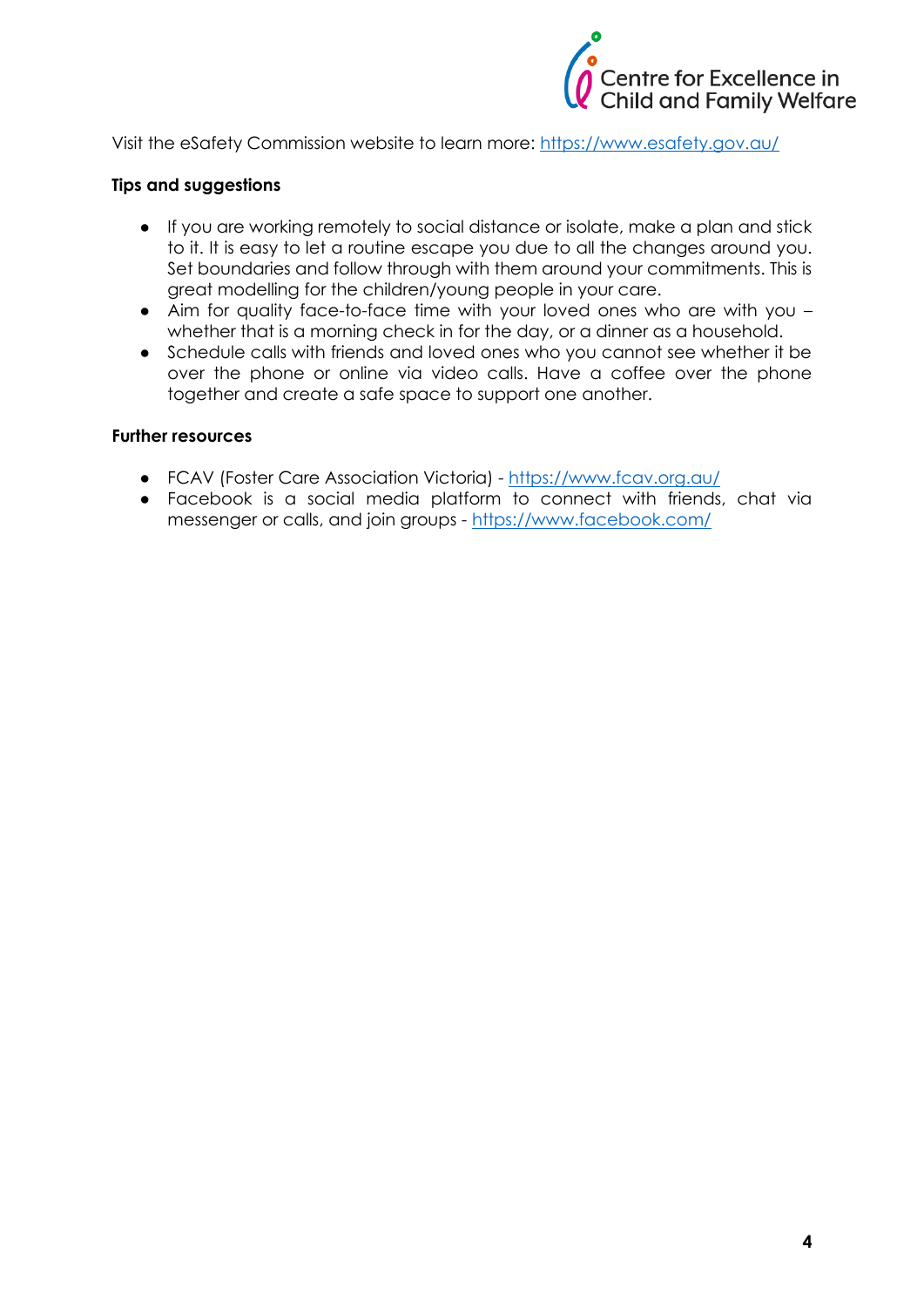Visit the eSafety Commission website to learn more: [https://www.esafety.gov.au/](https://www.esafety.gov.au/)

**Tips and suggestions**

- If you are working remotely to social distance or isolate, make a plan and stick to it. It is easy to let a routine escape you due to all the changes around you. Set boundaries and follow through with them around your commitments. This is great modelling for the children/young people in your care.
- Aim for quality face-to-face time with your loved ones who are with you – whether that is a morning check in for the day, or a dinner as a household.
- Schedule calls with friends and loved ones who you cannot see whether it be over the phone or online via video calls. Have a coffee over the phone together and create a safe space to support one another.

**Further resources**

- FCAV (Foster Care Association Victoria) - [https://www.fcav.org.au/](https://www.fcav.org.au/)
- Facebook is a social media platform to connect with friends, chat via messenger or calls, and join groups - [https://www.facebook.com/](https://www.facebook.com/)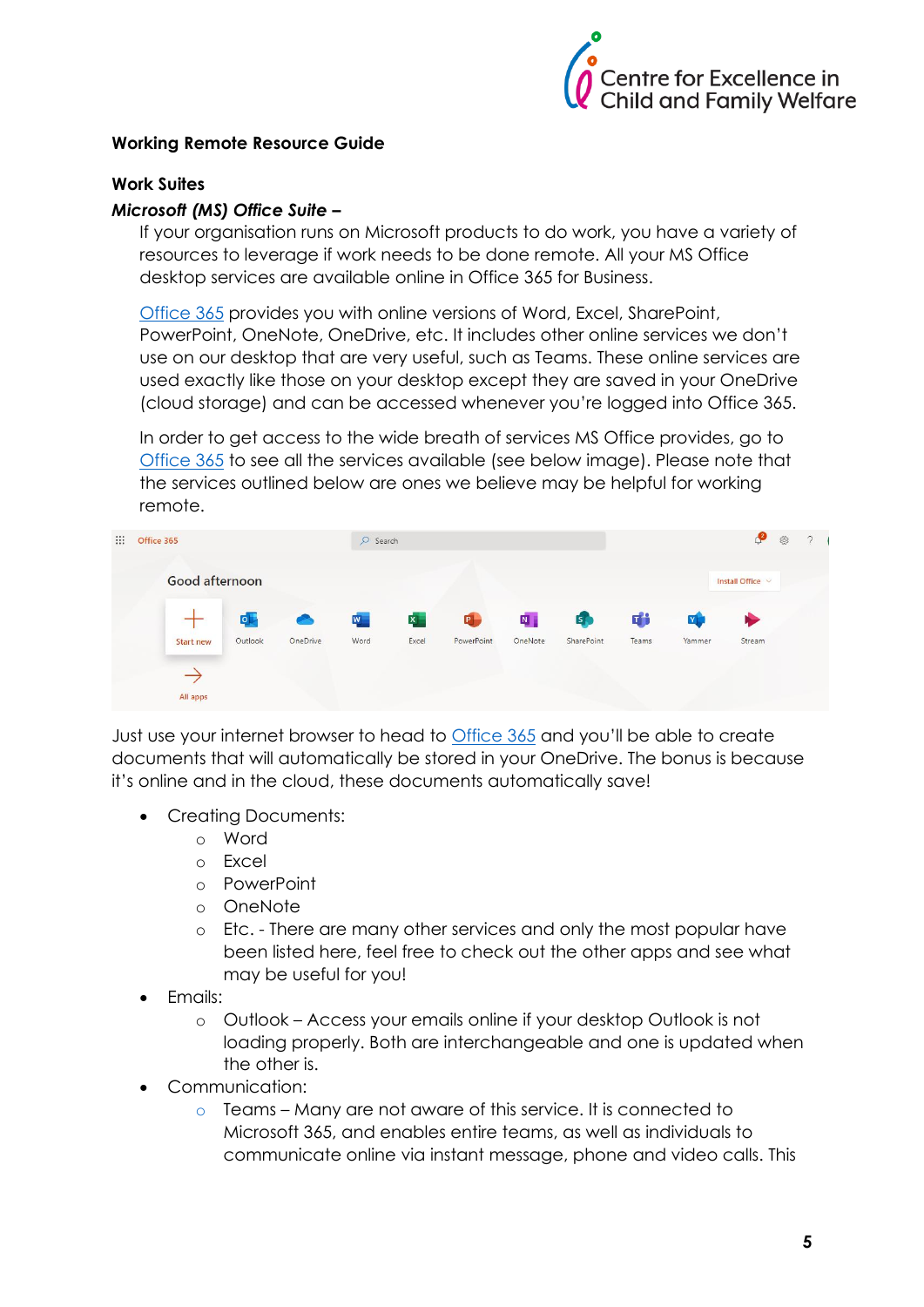**Working Remote Resource Guide**

**Work Suites**

***Microsoft (MS) Office Suite –***

If your organisation runs on Microsoft products to do work, you have a variety of resources to leverage if work needs to be done remote. All your MS Office desktop services are available online in Office 365 for Business.

Office 365 provides you with online versions of Word, Excel, SharePoint, PowerPoint, OneNote, OneDrive, etc. It includes other online services we don't use on our desktop that are very useful, such as Teams. These online services are used exactly like those on your desktop except they are saved in your OneDrive (cloud storage) and can be accessed whenever you're logged into Office 365.

In order to get access to the wide breath of services MS Office provides, go to Office 365 to see all the services available (see below image). Please note that the services outlined below are ones we believe may be helpful for working remote.

Just use your internet browser to head to Office 365 and you'll be able to create documents that will automatically be stored in your OneDrive. The bonus is because it's online and in the cloud, these documents automatically save!

- Creating Documents:
  - Word
  - Excel
  - PowerPoint
  - OneNote
  - Etc. - There are many other services and only the most popular have been listed here, feel free to check out the other apps and see what may be useful for you!
- Emails:
  - Outlook – Access your emails online if your desktop Outlook is not loading properly. Both are interchangeable and one is updated when the other is.
- Communication:
  - Teams – Many are not aware of this service. It is connected to Microsoft 365, and enables entire teams, as well as individuals to communicate online via instant message, phone and video calls. This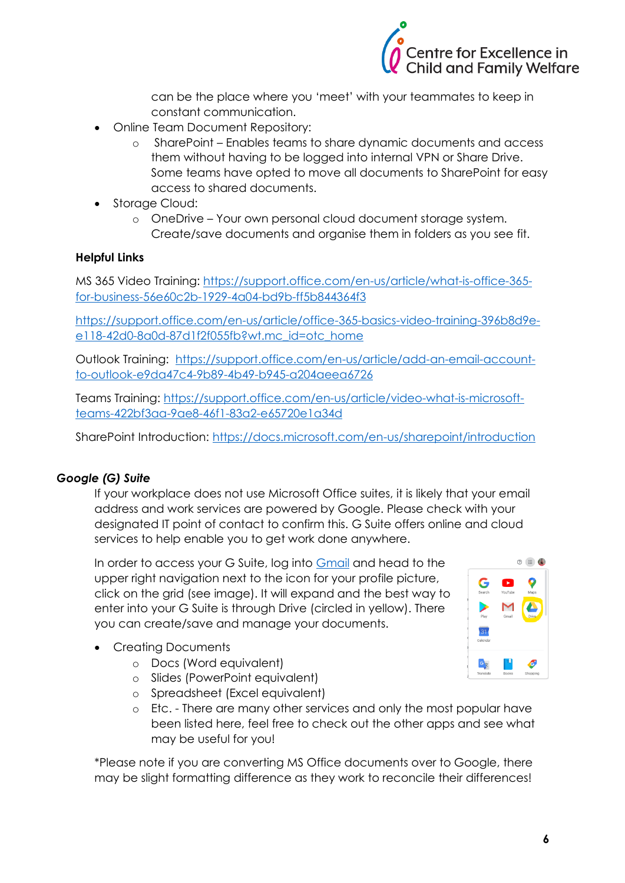can be the place where you 'meet' with your teammates to keep in constant communication.

- Online Team Document Repository:
  - SharePoint – Enables teams to share dynamic documents and access them without having to be logged into internal VPN or Share Drive. Some teams have opted to move all documents to SharePoint for easy access to shared documents.
- Storage Cloud:
  - OneDrive – Your own personal cloud document storage system. Create/save documents and organise them in folders as you see fit.

**Helpful Links**

MS 365 Video Training: https://support.office.com/en-us/article/what-is-office-365-for-business-56e60c2b-1929-4a04-bd9b-ff5b844364f3

https://support.office.com/en-us/article/office-365-basics-video-training-396b8d9e-e118-42d0-8a0d-87d1f2f055fb?wt.mc_id=otc_home

Outlook Training: https://support.office.com/en-us/article/add-an-email-account-to-outlook-e9da47c4-9b89-4b49-b945-a204aeea6726

Teams Training: https://support.office.com/en-us/article/video-what-is-microsoft-teams-422bf3aa-9ae8-46f1-83a2-e65720e1a34d

SharePoint Introduction: https://docs.microsoft.com/en-us/sharepoint/introduction

***Google (G) Suite***

If your workplace does not use Microsoft Office suites, it is likely that your email address and work services are powered by Google. Please check with your designated IT point of contact to confirm this. G Suite offers online and cloud services to help enable you to get work done anywhere.

In order to access your G Suite, log into Gmail and head to the upper right navigation next to the icon for your profile picture, click on the grid (see image). It will expand and the best way to enter into your G Suite is through Drive (circled in yellow). There you can create/save and manage your documents.

- Creating Documents
  - Docs (Word equivalent)
  - Slides (PowerPoint equivalent)
  - Spreadsheet (Excel equivalent)
  - Etc. - There are many other services and only the most popular have been listed here, feel free to check out the other apps and see what may be useful for you!

*Please note if you are converting MS Office documents over to Google, there may be slight formatting difference as they work to reconcile their differences!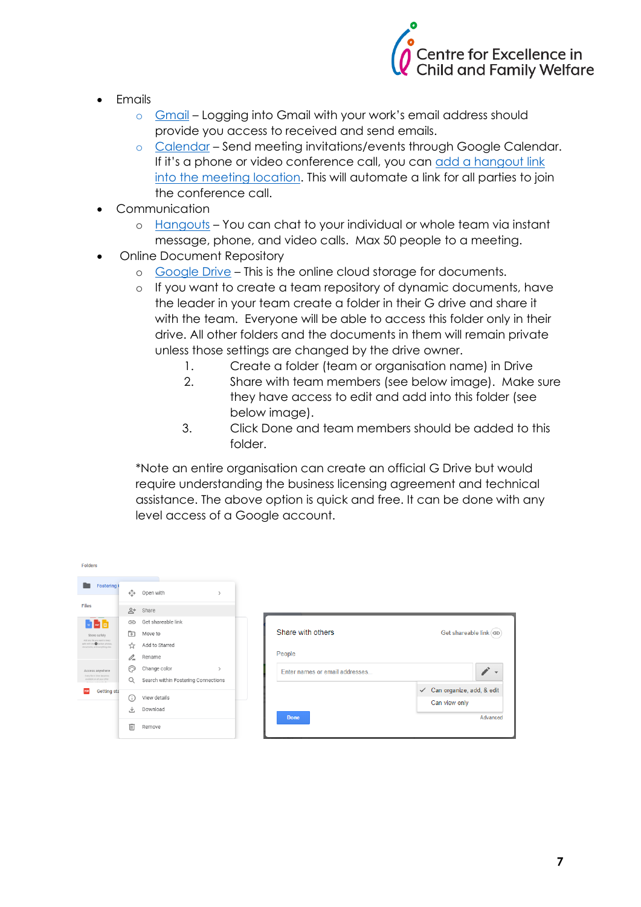- Emails
    - Gmail – Logging into Gmail with your work's email address should provide you access to received and send emails.
    - Calendar – Send meeting invitations/events through Google Calendar. If it's a phone or video conference call, you can add a hangout link into the meeting location. This will automate a link for all parties to join the conference call.
- Communication
    - Hangouts – You can chat to your individual or whole team via instant message, phone, and video calls. Max 50 people to a meeting.
- Online Document Repository
    - Google Drive – This is the online cloud storage for documents.
    - If you want to create a team repository of dynamic documents, have the leader in your team create a folder in their G drive and share it with the team. Everyone will be able to access this folder only in their drive. All other folders and the documents in them will remain private unless those settings are changed by the drive owner.
        1. Create a folder (team or organisation name) in Drive
        2. Share with team members (see below image). Make sure they have access to edit and add into this folder (see below image).
        3. Click Done and team members should be added to this folder.

*Note an entire organisation can create an official G Drive but would require understanding the business licensing agreement and technical assistance. The above option is quick and free. It can be done with any level access of a Google account.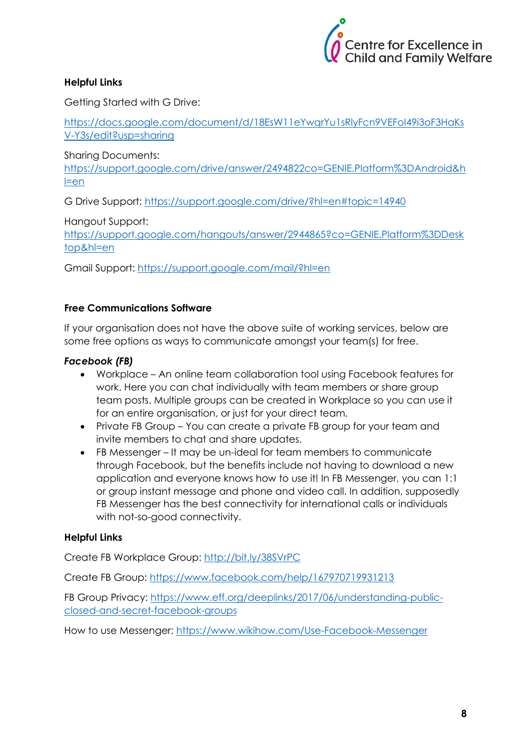**Helpful Links**

Getting Started with G Drive:

https://docs.google.com/document/d/18EsW11eYwqrYu1sRlyFcn9VEFoI49i3oF3HaKsV-Y3s/edit?usp=sharing

Sharing Documents:
https://support.google.com/drive/answer/2494822co=GENIE.Platform%3DAndroid&hl=en

G Drive Support: https://support.google.com/drive/?hl=en#topic=14940

Hangout Support:
https://support.google.com/hangouts/answer/2944865?co=GENIE.Platform%3DDesktop&hl=en

Gmail Support: https://support.google.com/mail/?hl=en

**Free Communications Software**

If your organisation does not have the above suite of working services, below are some free options as ways to communicate amongst your team(s) for free.

***Facebook (FB)***

- Workplace – An online team collaboration tool using Facebook features for work. Here you can chat individually with team members or share group team posts. Multiple groups can be created in Workplace so you can use it for an entire organisation, or just for your direct team.
- Private FB Group – You can create a private FB group for your team and invite members to chat and share updates.
- FB Messenger – It may be un-ideal for team members to communicate through Facebook, but the benefits include not having to download a new application and everyone knows how to use it! In FB Messenger, you can 1:1 or group instant message and phone and video call. In addition, supposedly FB Messenger has the best connectivity for international calls or individuals with not-so-good connectivity.

**Helpful Links**

Create FB Workplace Group: http://bit.ly/38SVrPC

Create FB Group: https://www.facebook.com/help/167970719931213

FB Group Privacy: https://www.eff.org/deeplinks/2017/06/understanding-public-closed-and-secret-facebook-groups

How to use Messenger: https://www.wikihow.com/Use-Facebook-Messenger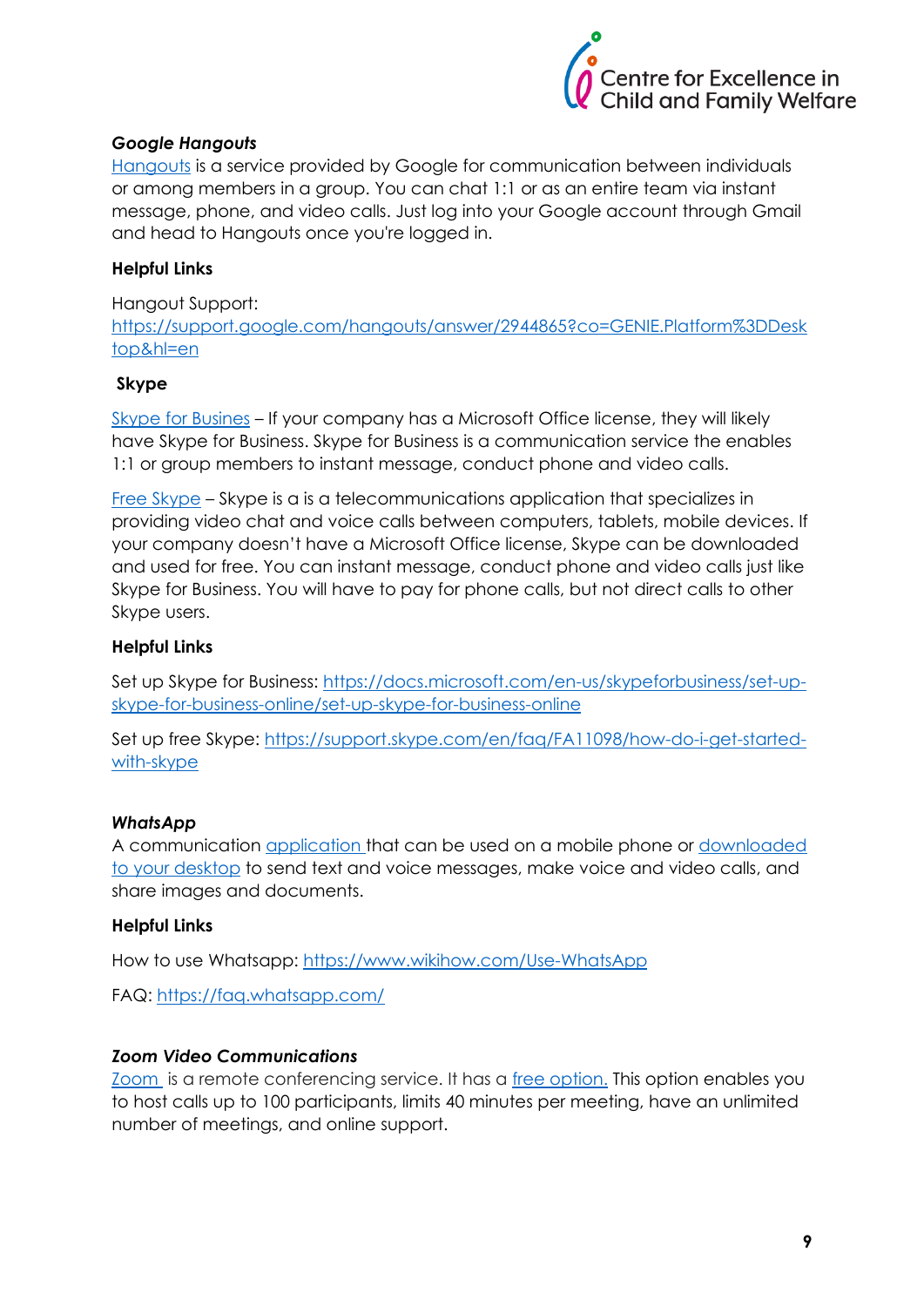### ***Google Hangouts***

Hangouts is a service provided by Google for communication between individuals or among members in a group. You can chat 1:1 or as an entire team via instant message, phone, and video calls. Just log into your Google account through Gmail and head to Hangouts once you're logged in.

**Helpful Links**

Hangout Support:
https://support.google.com/hangouts/answer/2944865?co=GENIE.Platform%3DDesktop&hl=en

**Skype**

Skype for Busines – If your company has a Microsoft Office license, they will likely have Skype for Business. Skype for Business is a communication service the enables 1:1 or group members to instant message, conduct phone and video calls.

Free Skype – Skype is a is a telecommunications application that specializes in providing video chat and voice calls between computers, tablets, mobile devices. If your company doesn't have a Microsoft Office license, Skype can be downloaded and used for free. You can instant message, conduct phone and video calls just like Skype for Business. You will have to pay for phone calls, but not direct calls to other Skype users.

**Helpful Links**

Set up Skype for Business: https://docs.microsoft.com/en-us/skypeforbusiness/set-up-skype-for-business-online/set-up-skype-for-business-online

Set up free Skype: https://support.skype.com/en/faq/FA11098/how-do-i-get-started-with-skype

### ***WhatsApp***

A communication application that can be used on a mobile phone or downloaded to your desktop to send text and voice messages, make voice and video calls, and share images and documents.

**Helpful Links**

How to use Whatsapp: https://www.wikihow.com/Use-WhatsApp

FAQ: https://faq.whatsapp.com/

### ***Zoom Video Communications***

Zoom is a remote conferencing service. It has a free option. This option enables you to host calls up to 100 participants, limits 40 minutes per meeting, have an unlimited number of meetings, and online support.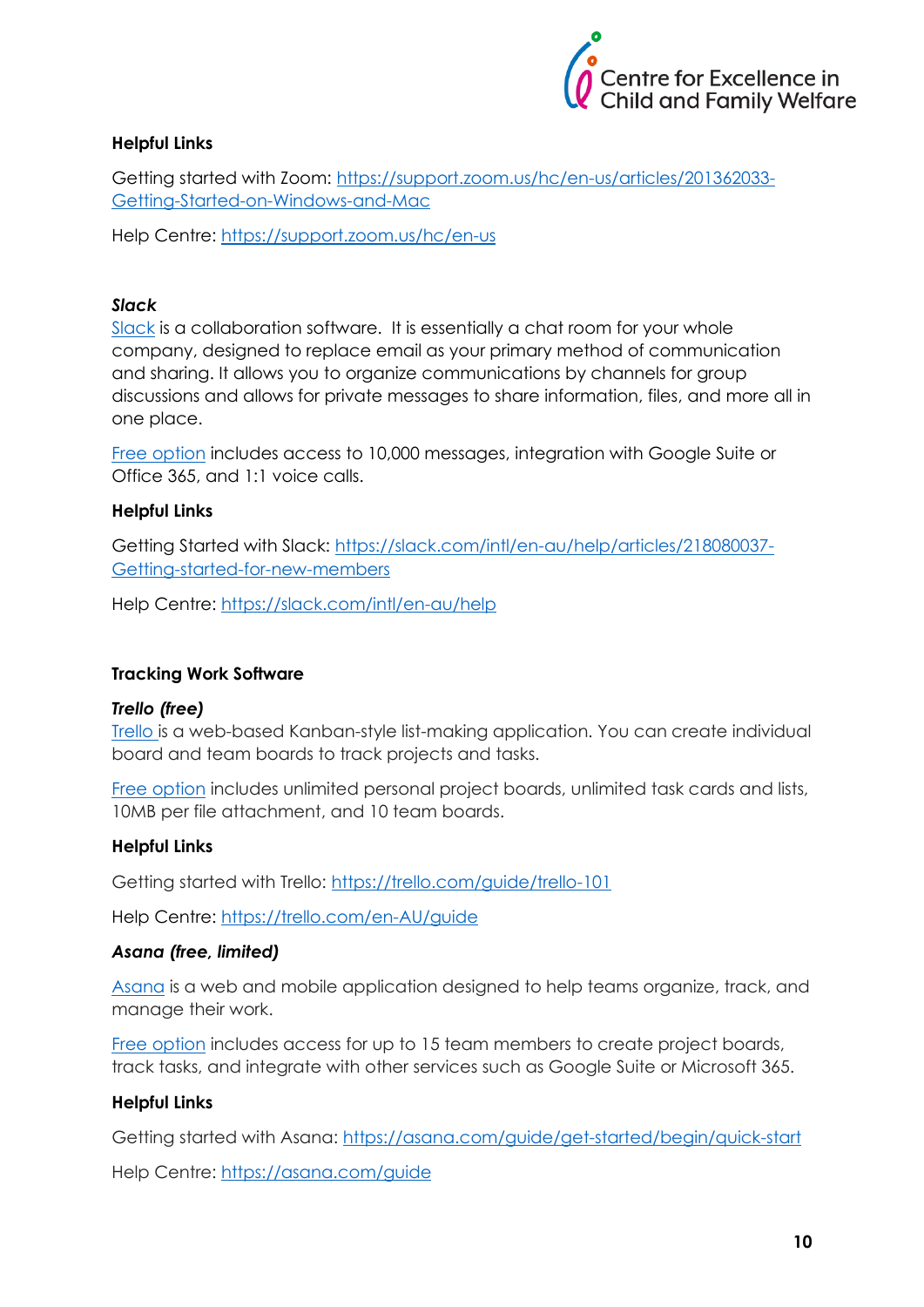**Helpful Links**

Getting started with Zoom: [https://support.zoom.us/hc/en-us/articles/201362033-Getting-Started-on-Windows-and-Mac](https://support.zoom.us/hc/en-us/articles/201362033-Getting-Started-on-Windows-and-Mac)

Help Centre: [https://support.zoom.us/hc/en-us](https://support.zoom.us/hc/en-us)

***Slack***

Slack is a collaboration software. It is essentially a chat room for your whole company, designed to replace email as your primary method of communication and sharing. It allows you to organize communications by channels for group discussions and allows for private messages to share information, files, and more all in one place.

Free option includes access to 10,000 messages, integration with Google Suite or Office 365, and 1:1 voice calls.

**Helpful Links**

Getting Started with Slack: [https://slack.com/intl/en-au/help/articles/218080037-Getting-started-for-new-members](https://slack.com/intl/en-au/help/articles/218080037-Getting-started-for-new-members)

Help Centre: [https://slack.com/intl/en-au/help](https://slack.com/intl/en-au/help)

## Tracking Work Software

***Trello (free)***

Trello is a web-based Kanban-style list-making application. You can create individual board and team boards to track projects and tasks.

Free option includes unlimited personal project boards, unlimited task cards and lists, 10MB per file attachment, and 10 team boards.

**Helpful Links**

Getting started with Trello: [https://trello.com/guide/trello-101](https://trello.com/guide/trello-101)

Help Centre: [https://trello.com/en-AU/guide](https://trello.com/en-AU/guide)

***Asana (free, limited)***

Asana is a web and mobile application designed to help teams organize, track, and manage their work.

Free option includes access for up to 15 team members to create project boards, track tasks, and integrate with other services such as Google Suite or Microsoft 365.

**Helpful Links**

Getting started with Asana: [https://asana.com/guide/get-started/begin/quick-start](https://asana.com/guide/get-started/begin/quick-start)

Help Centre: [https://asana.com/guide](https://asana.com/guide)